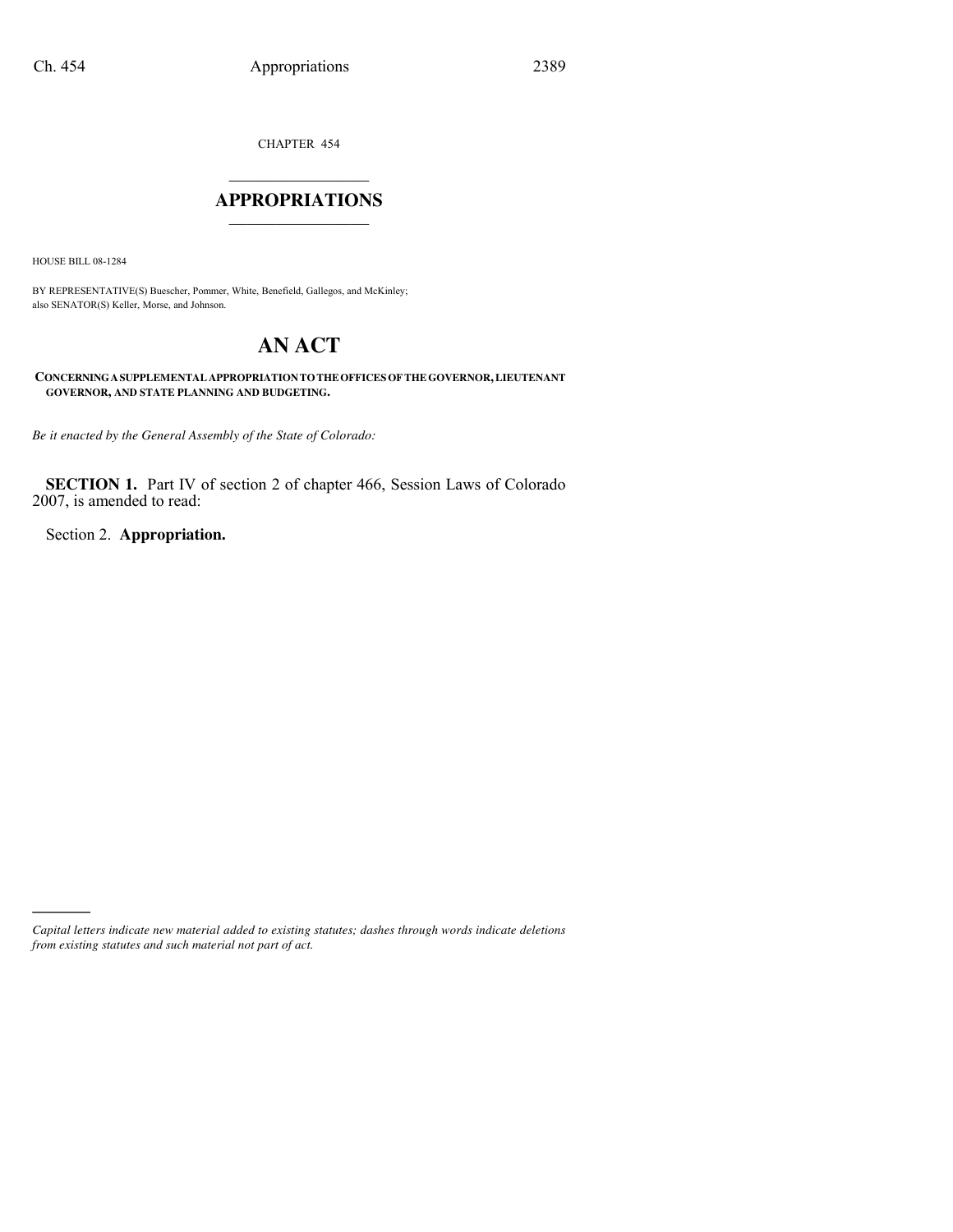CHAPTER 454

# APPROPRIATIONS

HOUSE BILL 08-1284

BY REPRESENTATIVE(S) Buescher, Pommer, White, Benefield, Gallegos, and McKinley; also SENATOR(S) Keller, Morse, and Johnson.

# AN ACT

**CONCERNING A SUPPLEMENTAL APPROPRIATION TO THE OFFICES OF THE GOVERNOR, LIEUTENANT GOVERNOR, AND STATE PLANNING AND BUDGETING.**

*Be it enacted by the General Assembly of the State of Colorado:*

**SECTION 1.** Part IV of section 2 of chapter 466, Session Laws of Colorado 2007, is amended to read:

Section 2. **Appropriation.**

*Capital letters indicate new material added to existing statutes; dashes through words indicate deletions from existing statutes and such material not part of act.*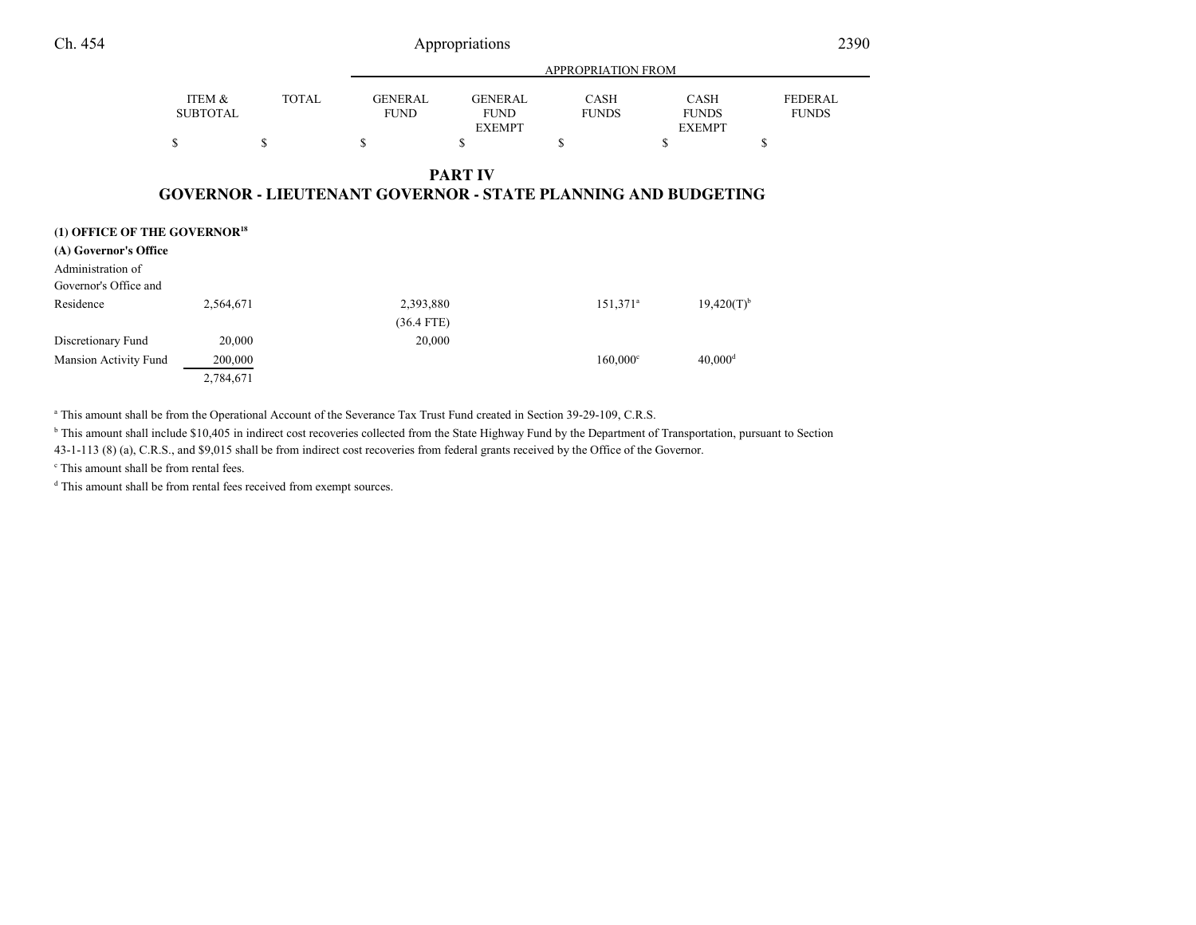## PART IV

## GOVERNOR - LIEUTENANT GOVERNOR - STATE PLANNING AND BUDGETING

| | ITEM & SUBTOTAL | TOTAL | APPROPRIATION FROM GENERAL FUND | GENERAL FUND EXEMPT | CASH FUNDS | CASH FUNDS EXEMPT | FEDERAL FUNDS |
|---|---|---|---|---|---|---|---|
| | $ | $ | $ | $ | $ | $ | $ |
| **(1) OFFICE OF THE GOVERNOR[18]** | | | | | | | |
| **(A) Governor's Office** | | | | | | | |
| Administration of Governor's Office and Residence | 2,564,671 | | 2,393,880 (36.4 FTE) | | 151,371[a] | 19,420(T)[b] | |
| Discretionary Fund | 20,000 | | 20,000 | | | | |
| Mansion Activity Fund | 200,000 | | | | 160,000[c] | 40,000[d] | |
| | 2,784,671 | | | | | | |

[a] This amount shall be from the Operational Account of the Severance Tax Trust Fund created in Section 39-29-109, C.R.S.

[b] This amount shall include $10,405 in indirect cost recoveries collected from the State Highway Fund by the Department of Transportation, pursuant to Section 43-1-113 (8) (a), C.R.S., and $9,015 shall be from indirect cost recoveries from federal grants received by the Office of the Governor.

[c] This amount shall be from rental fees.

[d] This amount shall be from rental fees received from exempt sources.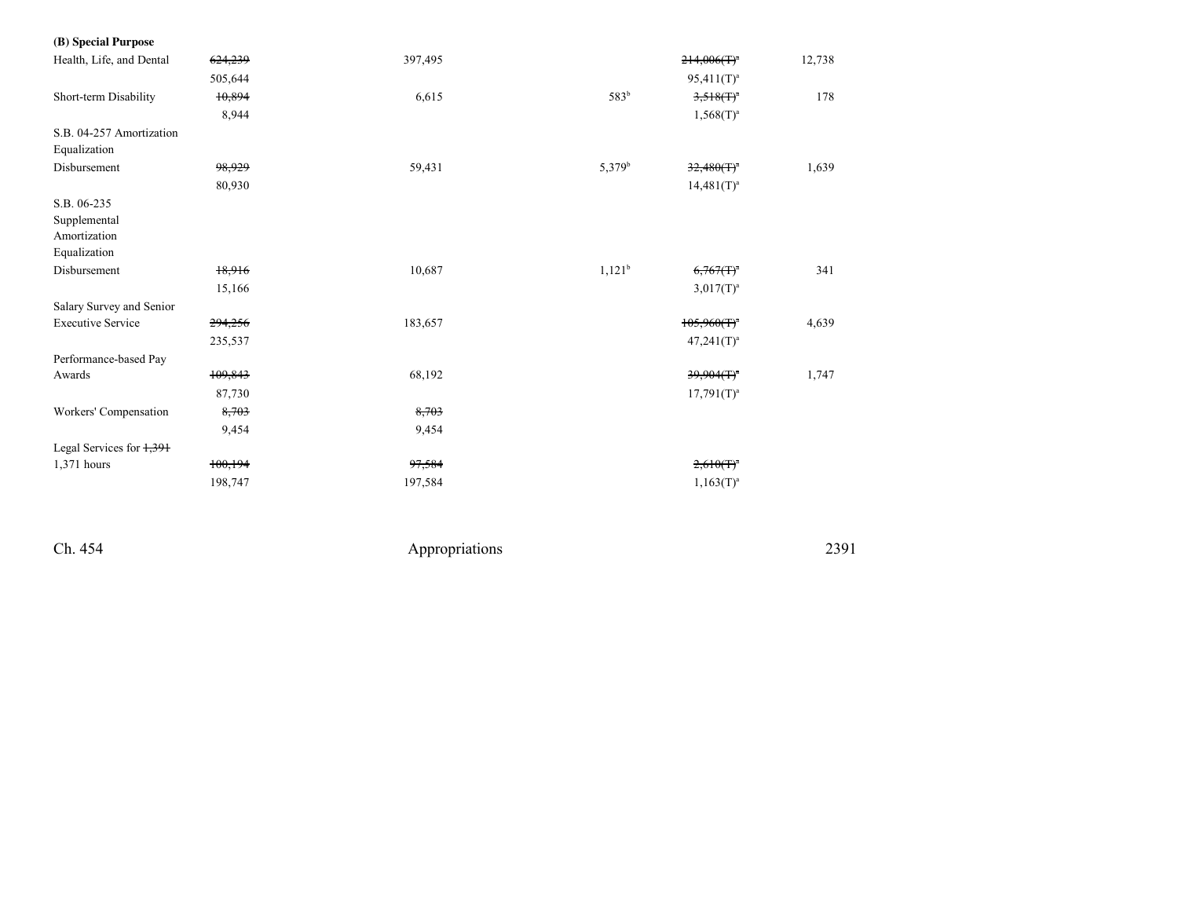**(B) Special Purpose**

| | | | | | |
|---|---|---|---|---|---|
| Health, Life, and Dental | ~~624,239~~ 505,644 | 397,495 | | ~~214,006(T)[a]~~ 95,411(T)[a] | 12,738 |
| Short-term Disability | ~~10,894~~ 8,944 | 6,615 | 583[b] | ~~3,518(T)[a]~~ 1,568(T)[a] | 178 |
| S.B. 04-257 Amortization Equalization Disbursement | ~~98,929~~ 80,930 | 59,431 | 5,379[b] | ~~32,480(T)[a]~~ 14,481(T)[a] | 1,639 |
| S.B. 06-235 Supplemental Amortization Equalization Disbursement | ~~18,916~~ 15,166 | 10,687 | 1,121[b] | ~~6,767(T)[a]~~ 3,017(T)[a] | 341 |
| Salary Survey and Senior Executive Service | ~~294,256~~ 235,537 | 183,657 | | ~~105,960(T)[a]~~ 47,241(T)[a] | 4,639 |
| Performance-based Pay Awards | ~~109,843~~ 87,730 | 68,192 | | ~~39,904(T)[a]~~ 17,791(T)[a] | 1,747 |
| Workers' Compensation | ~~8,703~~ 9,454 | ~~8,703~~ 9,454 | | | |
| Legal Services for ~~1,391~~ 1,371 hours | ~~100,194~~ 198,747 | ~~97,584~~ 197,584 | | ~~2,610(T)[a]~~ 1,163(T)[a] | |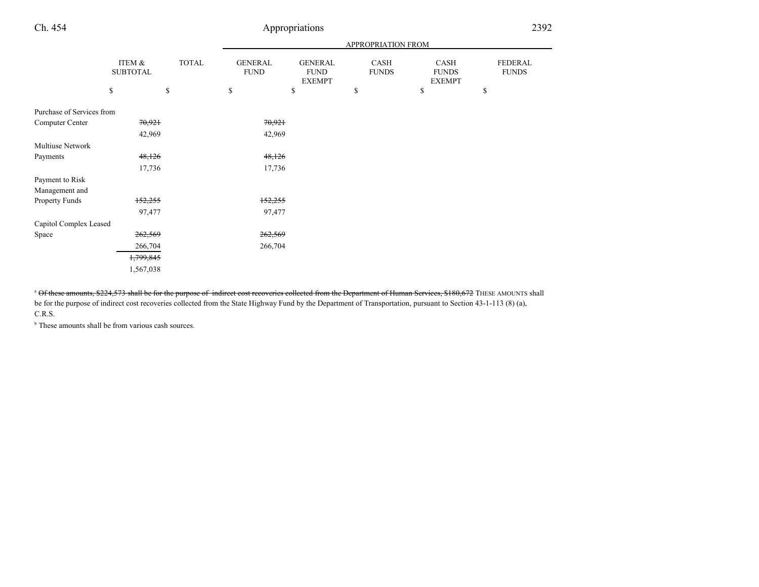| | ITEM & SUBTOTAL | TOTAL | GENERAL FUND | GENERAL FUND EXEMPT | CASH FUNDS | CASH FUNDS EXEMPT | FEDERAL FUNDS |
|---|---|---|---|---|---|---|---|
| | | | APPROPRIATION FROM | | | | |
| | $ | $ | $ | $ | $ | $ | $ |
| Purchase of Services from Computer Center | ~~70,921~~ | | ~~70,921~~ | | | | |
| | 42,969 | | 42,969 | | | | |
| Multiuse Network Payments | ~~48,126~~ | | ~~48,126~~ | | | | |
| | 17,736 | | 17,736 | | | | |
| Payment to Risk Management and Property Funds | ~~152,255~~ | | ~~152,255~~ | | | | |
| | 97,477 | | 97,477 | | | | |
| Capitol Complex Leased Space | ~~262,569~~ | | ~~262,569~~ | | | | |
| | 266,704 | | 266,704 | | | | |
| | ~~1,799,845~~ | | | | | | |
| | 1,567,038 | | | | | | |

[a] ~~Of these amounts, $224,573 shall be for the purpose of indirect cost recoveries collected from the Department of Human Services, $180,672~~ THESE AMOUNTS shall be for the purpose of indirect cost recoveries collected from the State Highway Fund by the Department of Transportation, pursuant to Section 43-1-113 (8) (a), C.R.S.

[b] These amounts shall be from various cash sources.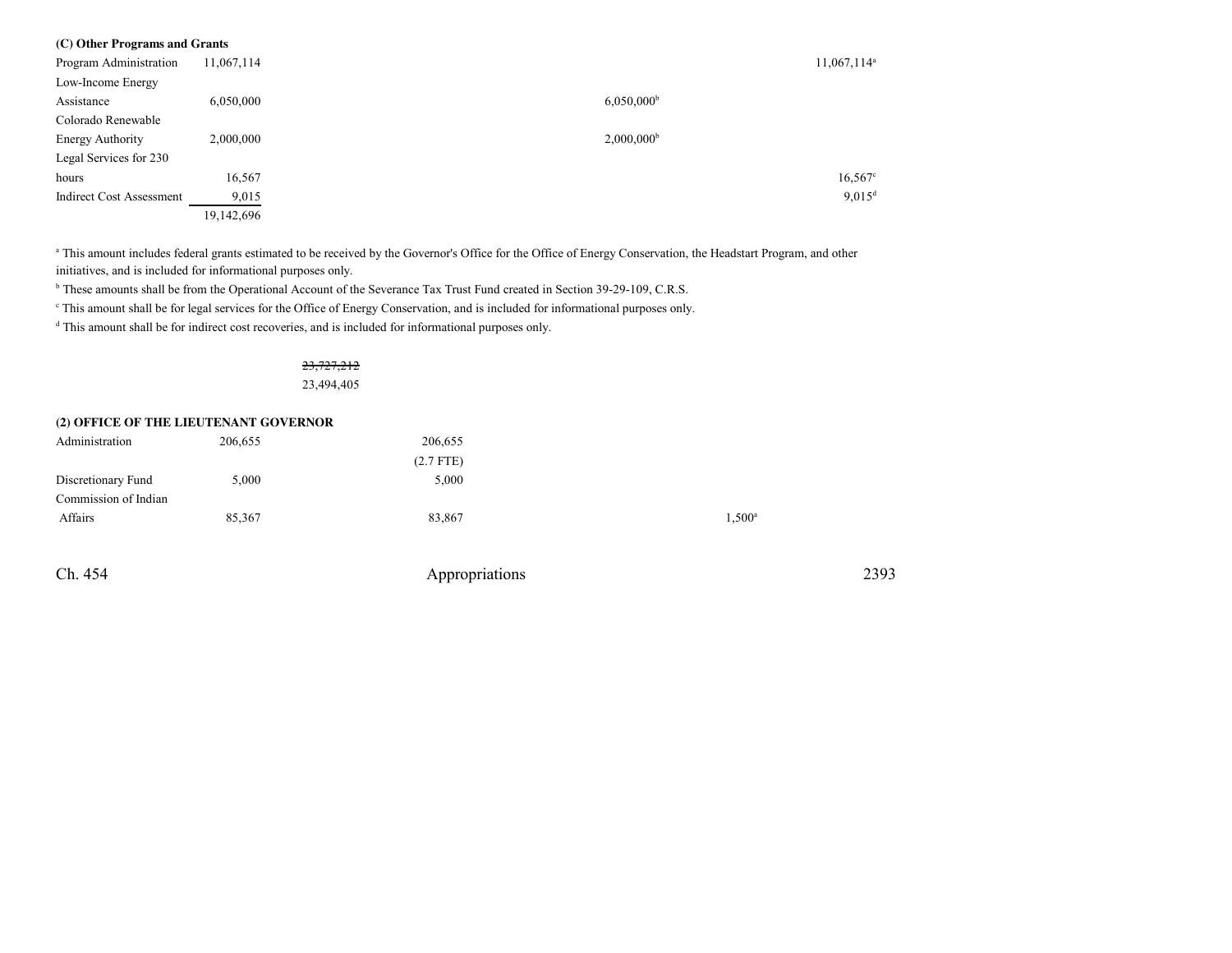**(C) Other Programs and Grants**

| | | | | | |
|---|---|---|---|---|---|
| Program Administration | 11,067,114 | | | | 11,067,114[a] |
| Low-Income Energy Assistance | 6,050,000 | | | 6,050,000[b] | |
| Colorado Renewable Energy Authority | 2,000,000 | | | 2,000,000[b] | |
| Legal Services for 230 hours | 16,567 | | | | 16,567[c] |
| Indirect Cost Assessment | 9,015 | | | | 9,015[d] |
| | 19,142,696 | | | | |

[a] This amount includes federal grants estimated to be received by the Governor's Office for the Office of Energy Conservation, the Headstart Program, and other initiatives, and is included for informational purposes only.

[b] These amounts shall be from the Operational Account of the Severance Tax Trust Fund created in Section 39-29-109, C.R.S.

[c] This amount shall be for legal services for the Office of Energy Conservation, and is included for informational purposes only.

[d] This amount shall be for indirect cost recoveries, and is included for informational purposes only.

~~23,727,212~~
23,494,405

**(2) OFFICE OF THE LIEUTENANT GOVERNOR**

| | | | | | |
|---|---|---|---|---|---|
| Administration | 206,655 | | 206,655 (2.7 FTE) | | |
| Discretionary Fund | 5,000 | | 5,000 | | |
| Commission of Indian Affairs | 85,367 | | 83,867 | 1,500[a] | |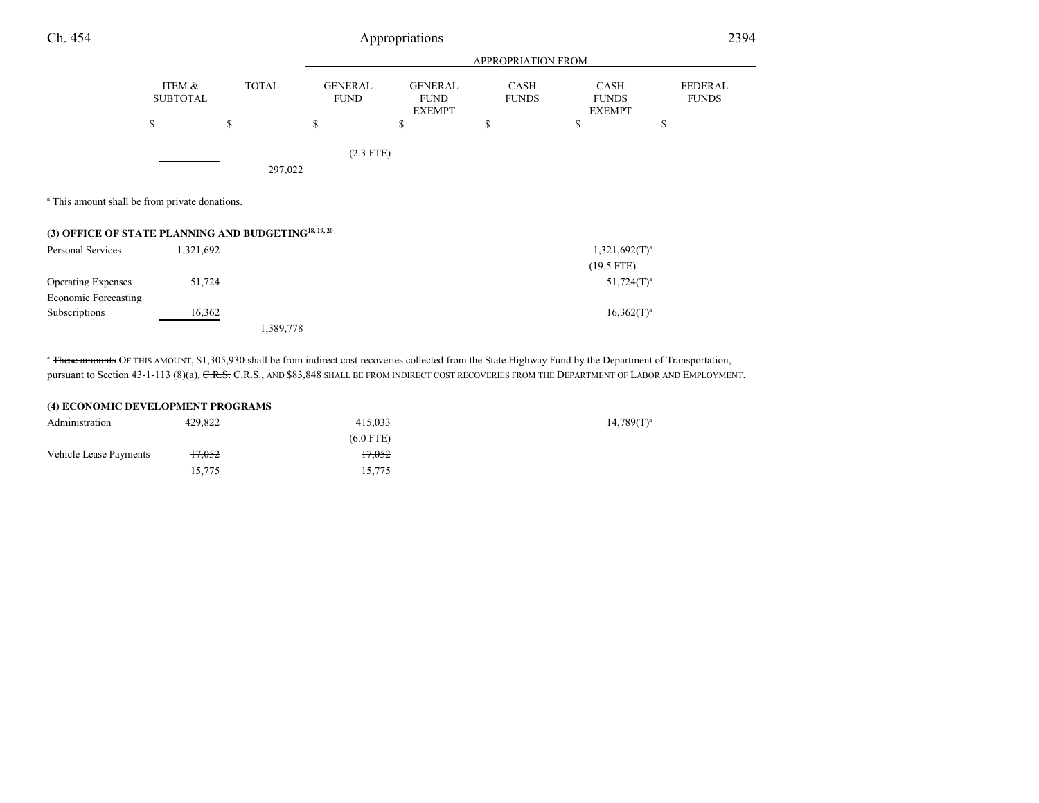| | ITEM & SUBTOTAL | TOTAL | GENERAL FUND | GENERAL FUND EXEMPT | CASH FUNDS | CASH FUNDS EXEMPT | FEDERAL FUNDS |
|---|---|---|---|---|---|---|---|
| | | | APPROPRIATION FROM | | | | |
| | $ | $ | $ | $ | $ | $ | $ |
| | | | (2.3 FTE) | | | | |
| | | 297,022 | | | | | |

[a] This amount shall be from private donations.

### (3) OFFICE OF STATE PLANNING AND BUDGETING[18, 19, 20]

| | ITEM & SUBTOTAL | TOTAL | GENERAL FUND | GENERAL FUND EXEMPT | CASH FUNDS | CASH FUNDS EXEMPT | FEDERAL FUNDS |
|---|---|---|---|---|---|---|---|
| Personal Services | 1,321,692 | | | | | 1,321,692(T)[a] | |
| | | | | | | (19.5 FTE) | |
| Operating Expenses | 51,724 | | | | | 51,724(T)[a] | |
| Economic Forecasting Subscriptions | 16,362 | | | | | 16,362(T)[a] | |
| | | 1,389,778 | | | | | |

[a] ~~These amounts~~ OF THIS AMOUNT, $1,305,930 shall be from indirect cost recoveries collected from the State Highway Fund by the Department of Transportation, pursuant to Section 43-1-113 (8)(a), ~~C.R.S.~~ C.R.S., AND $83,848 SHALL BE FROM INDIRECT COST RECOVERIES FROM THE DEPARTMENT OF LABOR AND EMPLOYMENT.

### (4) ECONOMIC DEVELOPMENT PROGRAMS

| | ITEM & SUBTOTAL | TOTAL | GENERAL FUND | GENERAL FUND EXEMPT | CASH FUNDS | CASH FUNDS EXEMPT | FEDERAL FUNDS |
|---|---|---|---|---|---|---|---|
| Administration | 429,822 | | 415,033 | | | 14,789(T)[a] | |
| | | | (6.0 FTE) | | | | |
| Vehicle Lease Payments | ~~17,052~~ | | ~~17,052~~ | | | | |
| | 15,775 | | 15,775 | | | | |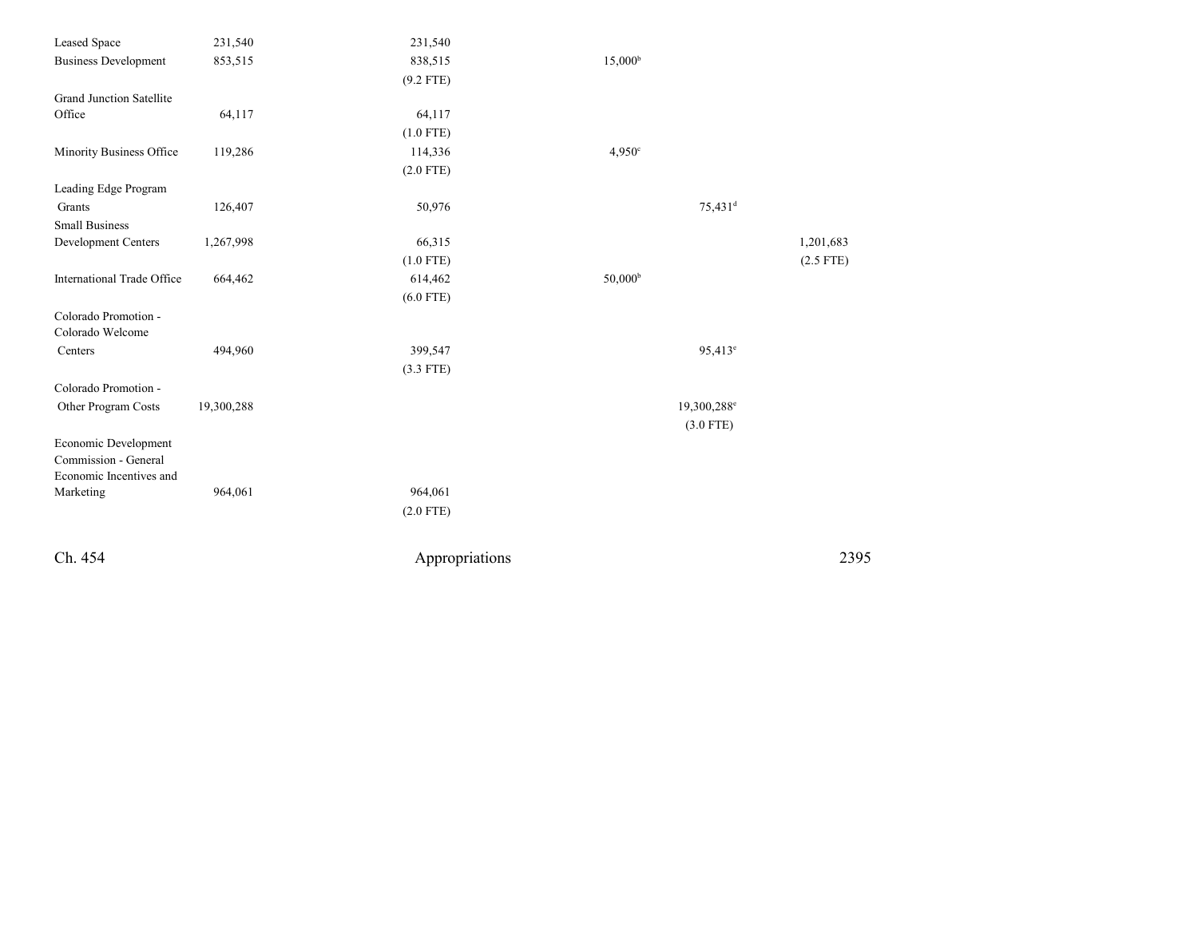| | | | | | |
|---|---|---|---|---|---|
| Leased Space | 231,540 | 231,540 | | | |
| Business Development | 853,515 | 838,515<br>(9.2 FTE) | 15,000[b] | | |
| Grand Junction Satellite Office | 64,117 | 64,117<br>(1.0 FTE) | | | |
| Minority Business Office | 119,286 | 114,336<br>(2.0 FTE) | 4,950[c] | | |
| Leading Edge Program Grants | 126,407 | 50,976 | | 75,431[d] | |
| Small Business Development Centers | 1,267,998 | 66,315<br>(1.0 FTE) | | | 1,201,683<br>(2.5 FTE) |
| International Trade Office | 664,462 | 614,462<br>(6.0 FTE) | 50,000[b] | | |
| Colorado Promotion - Colorado Welcome Centers | 494,960 | 399,547<br>(3.3 FTE) | | 95,413[e] | |
| Colorado Promotion - Other Program Costs | 19,300,288 | | | 19,300,288[e]<br>(3.0 FTE) | |
| Economic Development Commission - General Economic Incentives and Marketing | 964,061 | 964,061<br>(2.0 FTE) | | | |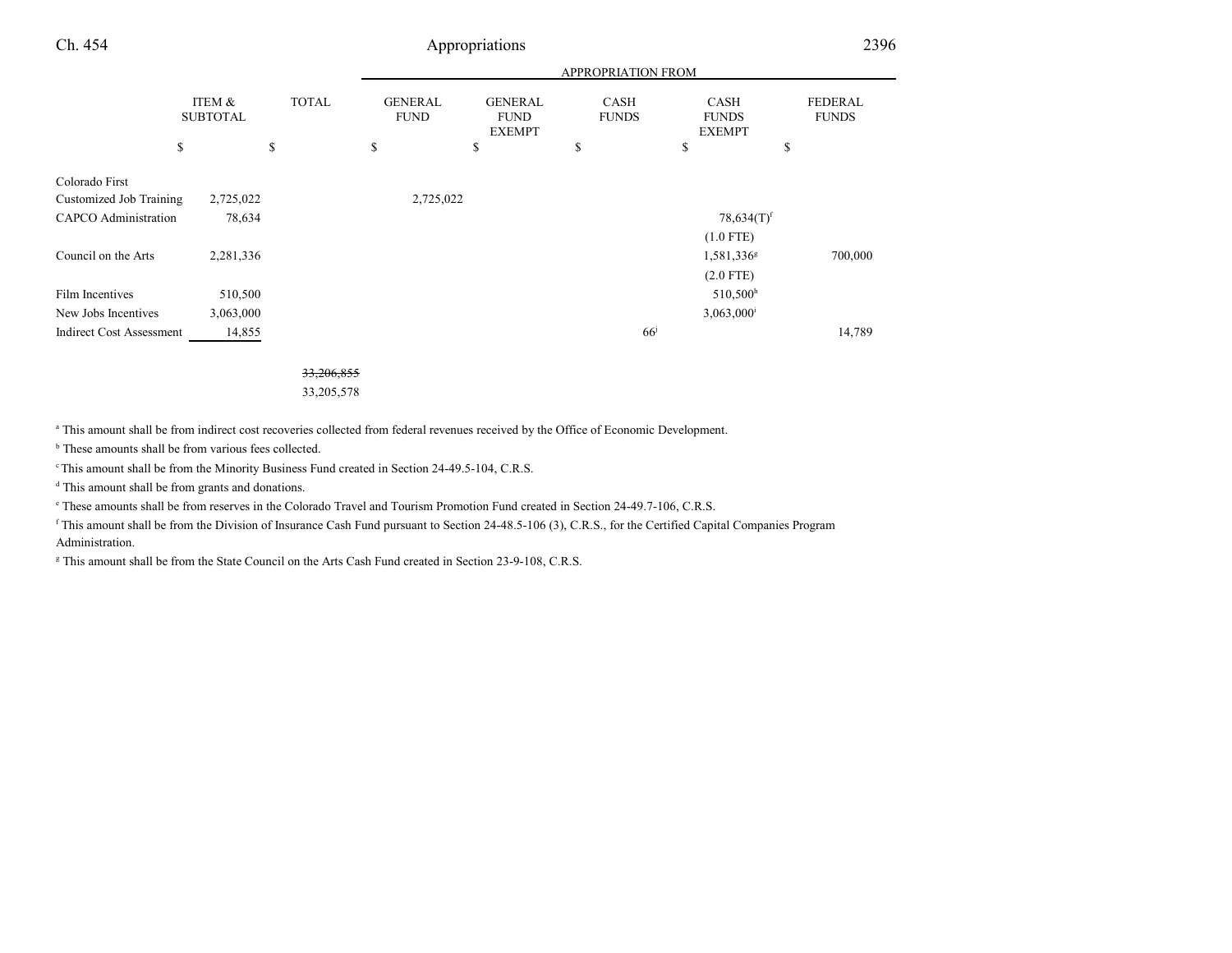| | ITEM & SUBTOTAL | TOTAL | APPROPRIATION FROM | | | | |
|---|---|---|---|---|---|---|---|
| | | | GENERAL FUND | GENERAL FUND EXEMPT | CASH FUNDS | CASH FUNDS EXEMPT | FEDERAL FUNDS |
| | $ | $ | $ | $ | $ | $ | $ |
| Colorado First Customized Job Training | 2,725,022 | | 2,725,022 | | | | |
| CAPCO Administration | 78,634 | | | | | 78,634(T)[f] | |
| | | | | | | (1.0 FTE) | |
| Council on the Arts | 2,281,336 | | | | | 1,581,336[g] | 700,000 |
| | | | | | | (2.0 FTE) | |
| Film Incentives | 510,500 | | | | | 510,500[h] | |
| New Jobs Incentives | 3,063,000 | | | | | 3,063,000[i] | |
| Indirect Cost Assessment | 14,855 | | | | 66[j] | | 14,789 |
| | | ~~33,206,855~~ | | | | | |
| | | 33,205,578 | | | | | |

[a] This amount shall be from indirect cost recoveries collected from federal revenues received by the Office of Economic Development.

[b] These amounts shall be from various fees collected.

[c] This amount shall be from the Minority Business Fund created in Section 24-49.5-104, C.R.S.

[d] This amount shall be from grants and donations.

[e] These amounts shall be from reserves in the Colorado Travel and Tourism Promotion Fund created in Section 24-49.7-106, C.R.S.

[f] This amount shall be from the Division of Insurance Cash Fund pursuant to Section 24-48.5-106 (3), C.R.S., for the Certified Capital Companies Program Administration.

[g] This amount shall be from the State Council on the Arts Cash Fund created in Section 23-9-108, C.R.S.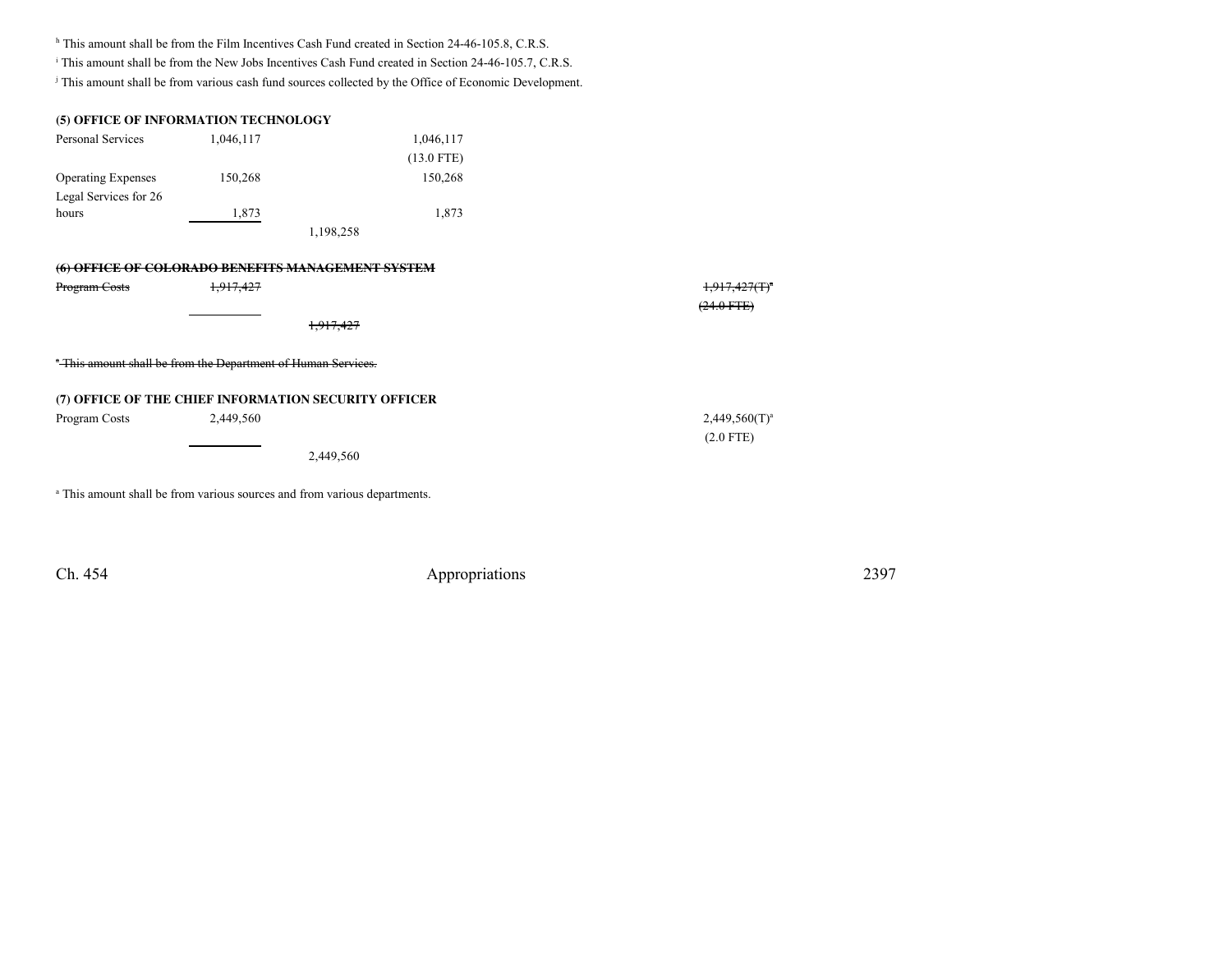[h] This amount shall be from the Film Incentives Cash Fund created in Section 24-46-105.8, C.R.S.

[i] This amount shall be from the New Jobs Incentives Cash Fund created in Section 24-46-105.7, C.R.S.

[j] This amount shall be from various cash fund sources collected by the Office of Economic Development.

**(5) OFFICE OF INFORMATION TECHNOLOGY**

| | | | | |
|---|---|---|---|---|
| Personal Services | 1,046,117 | | 1,046,117 | |
| | | | (13.0 FTE) | |
| Operating Expenses | 150,268 | | 150,268 | |
| Legal Services for 26 hours | 1,873 | | 1,873 | |
| | | 1,198,258 | | |

~~**(6) OFFICE OF COLORADO BENEFITS MANAGEMENT SYSTEM**~~

| | | | |
|---|---|---|---|
| ~~Program Costs~~ | ~~1,917,427~~ | | ~~1,917,427(T)[a]~~ |
| | | | ~~(24.0 FTE)~~ |
| | | ~~1,917,427~~ | |

~~[a] This amount shall be from the Department of Human Services.~~

**(7) OFFICE OF THE CHIEF INFORMATION SECURITY OFFICER**

| | | | |
|---|---|---|---|
| Program Costs | 2,449,560 | | 2,449,560(T)[a] |
| | | | (2.0 FTE) |
| | | 2,449,560 | |

[a] This amount shall be from various sources and from various departments.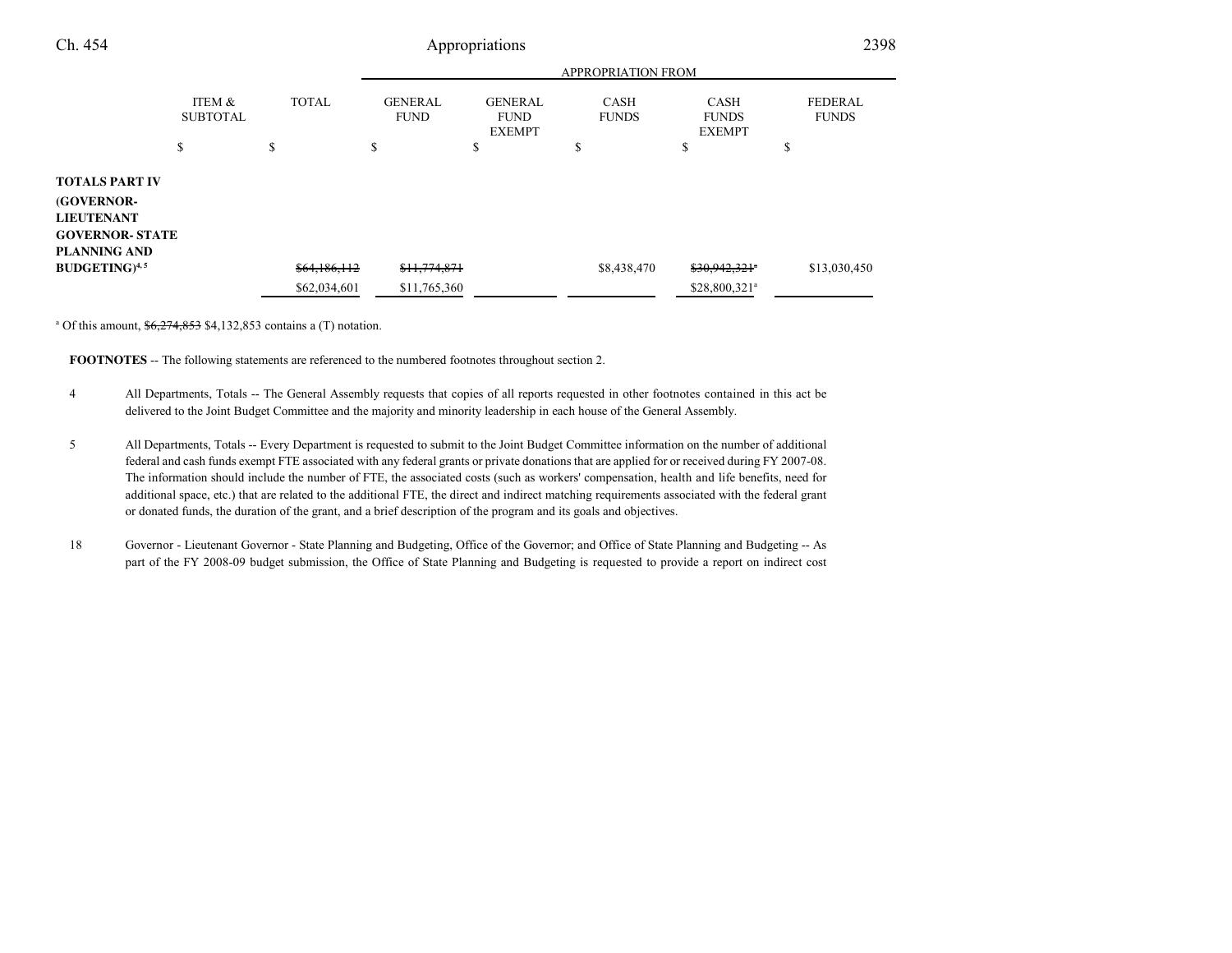| | ITEM & SUBTOTAL | TOTAL | GENERAL FUND | GENERAL FUND EXEMPT | CASH FUNDS | CASH FUNDS EXEMPT | FEDERAL FUNDS |
|---|---|---|---|---|---|---|---|
| | | | APPROPRIATION FROM | | | | |
| | $ | $ | $ | $ | $ | $ | $ |
| **TOTALS PART IV (GOVERNOR-LIEUTENANT GOVERNOR- STATE PLANNING AND BUDGETING)**[4, 5] | | ~~$64,186,112~~ | ~~$11,774,871~~ | | $8,438,470 | ~~$30,942,321~~[a] | $13,030,450 |
| | | $62,034,601 | $11,765,360 | | | $28,800,321[a] | |

[a] Of this amount, ~~$6,274,853~~ $4,132,853 contains a (T) notation.

**FOOTNOTES** -- The following statements are referenced to the numbered footnotes throughout section 2.

4 All Departments, Totals -- The General Assembly requests that copies of all reports requested in other footnotes contained in this act be delivered to the Joint Budget Committee and the majority and minority leadership in each house of the General Assembly.

5 All Departments, Totals -- Every Department is requested to submit to the Joint Budget Committee information on the number of additional federal and cash funds exempt FTE associated with any federal grants or private donations that are applied for or received during FY 2007-08. The information should include the number of FTE, the associated costs (such as workers' compensation, health and life benefits, need for additional space, etc.) that are related to the additional FTE, the direct and indirect matching requirements associated with the federal grant or donated funds, the duration of the grant, and a brief description of the program and its goals and objectives.

18 Governor - Lieutenant Governor - State Planning and Budgeting, Office of the Governor; and Office of State Planning and Budgeting -- As part of the FY 2008-09 budget submission, the Office of State Planning and Budgeting is requested to provide a report on indirect cost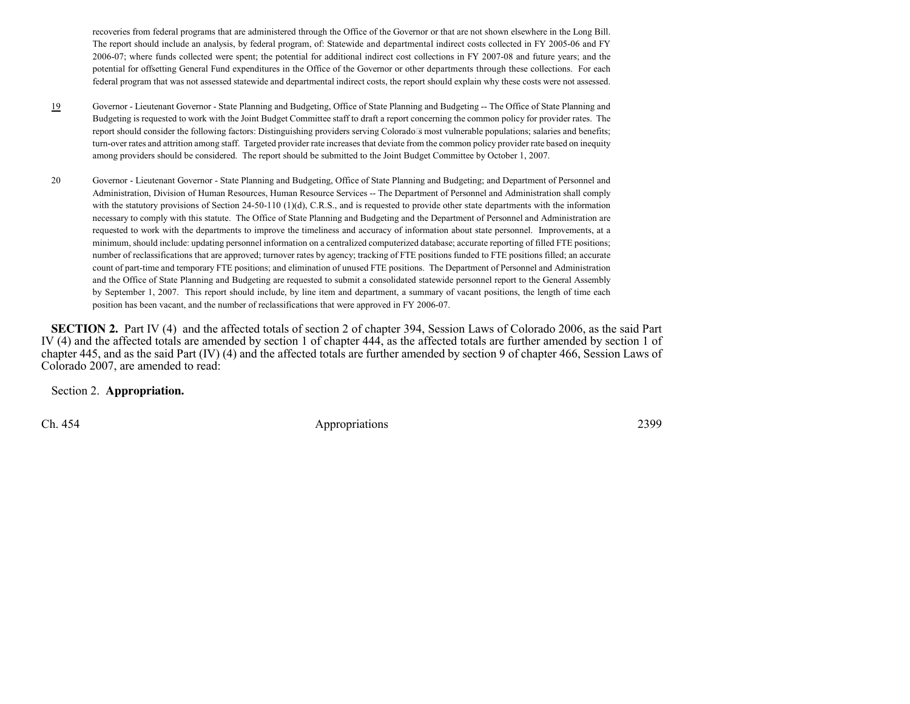recoveries from federal programs that are administered through the Office of the Governor or that are not shown elsewhere in the Long Bill. The report should include an analysis, by federal program, of: Statewide and departmental indirect costs collected in FY 2005-06 and FY 2006-07; where funds collected were spent; the potential for additional indirect cost collections in FY 2007-08 and future years; and the potential for offsetting General Fund expenditures in the Office of the Governor or other departments through these collections. For each federal program that was not assessed statewide and departmental indirect costs, the report should explain why these costs were not assessed.

19 Governor - Lieutenant Governor - State Planning and Budgeting, Office of State Planning and Budgeting -- The Office of State Planning and Budgeting is requested to work with the Joint Budget Committee staff to draft a report concerning the common policy for provider rates. The report should consider the following factors: Distinguishing providers serving Colorado's most vulnerable populations; salaries and benefits; turn-over rates and attrition among staff. Targeted provider rate increases that deviate from the common policy provider rate based on inequity among providers should be considered. The report should be submitted to the Joint Budget Committee by October 1, 2007.

20 Governor - Lieutenant Governor - State Planning and Budgeting, Office of State Planning and Budgeting; and Department of Personnel and Administration, Division of Human Resources, Human Resource Services -- The Department of Personnel and Administration shall comply with the statutory provisions of Section 24-50-110 (1)(d), C.R.S., and is requested to provide other state departments with the information necessary to comply with this statute. The Office of State Planning and Budgeting and the Department of Personnel and Administration are requested to work with the departments to improve the timeliness and accuracy of information about state personnel. Improvements, at a minimum, should include: updating personnel information on a centralized computerized database; accurate reporting of filled FTE positions; number of reclassifications that are approved; turnover rates by agency; tracking of FTE positions funded to FTE positions filled; an accurate count of part-time and temporary FTE positions; and elimination of unused FTE positions. The Department of Personnel and Administration and the Office of State Planning and Budgeting are requested to submit a consolidated statewide personnel report to the General Assembly by September 1, 2007. This report should include, by line item and department, a summary of vacant positions, the length of time each position has been vacant, and the number of reclassifications that were approved in FY 2006-07.

**SECTION 2.** Part IV (4) and the affected totals of section 2 of chapter 394, Session Laws of Colorado 2006, as the said Part IV (4) and the affected totals are amended by section 1 of chapter 444, as the affected totals are further amended by section 1 of chapter 445, and as the said Part (IV) (4) and the affected totals are further amended by section 9 of chapter 466, Session Laws of Colorado 2007, are amended to read:

Section 2. **Appropriation.**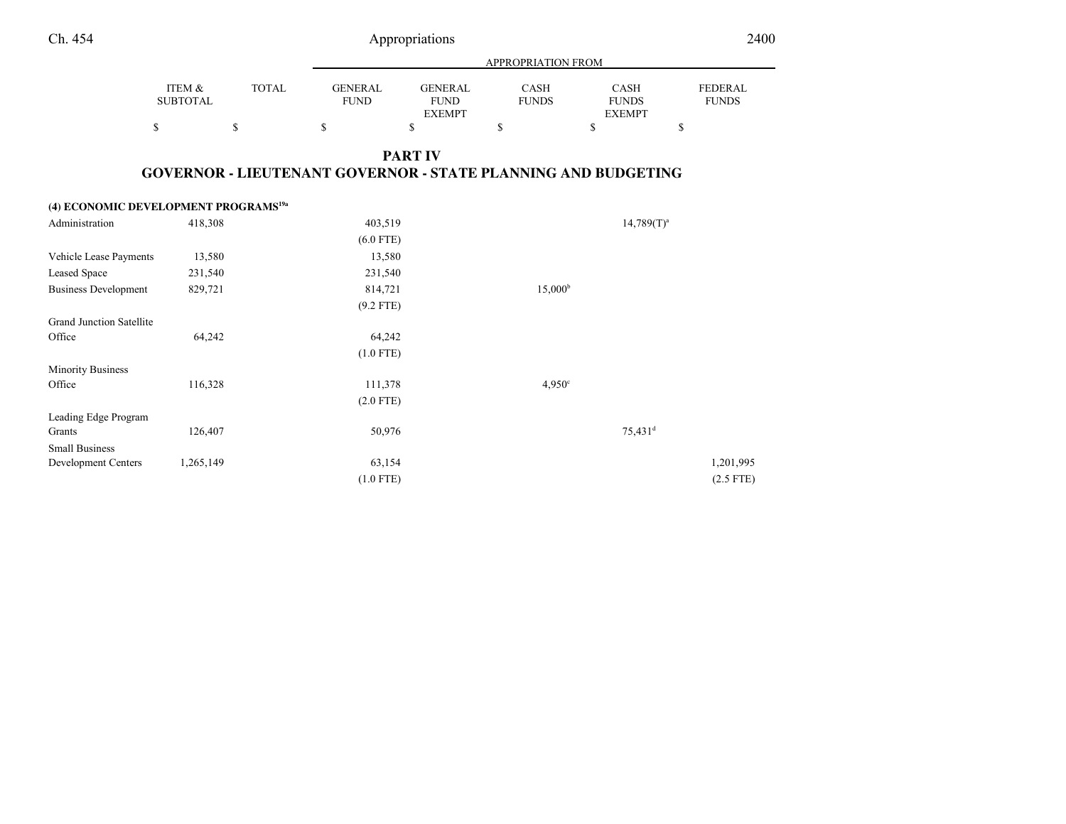| | ITEM & SUBTOTAL | TOTAL | GENERAL FUND | GENERAL FUND EXEMPT | CASH FUNDS | CASH FUNDS EXEMPT | FEDERAL FUNDS |
|---|---|---|---|---|---|---|---|
| | | | APPROPRIATION FROM | | | | |
| | $ | $ | $ | $ | $ | $ | $ |

## PART IV
## GOVERNOR - LIEUTENANT GOVERNOR - STATE PLANNING AND BUDGETING

| | ITEM & SUBTOTAL | TOTAL | GENERAL FUND | GENERAL FUND EXEMPT | CASH FUNDS | CASH FUNDS EXEMPT | FEDERAL FUNDS |
|---|---|---|---|---|---|---|---|
| **(4) ECONOMIC DEVELOPMENT PROGRAMS[19a]** | | | | | | | |
| Administration | 418,308 | | 403,519 | | | 14,789(T)[a] | |
| | | | (6.0 FTE) | | | | |
| Vehicle Lease Payments | 13,580 | | 13,580 | | | | |
| Leased Space | 231,540 | | 231,540 | | | | |
| Business Development | 829,721 | | 814,721 | | 15,000[b] | | |
| | | | (9.2 FTE) | | | | |
| Grand Junction Satellite Office | 64,242 | | 64,242 | | | | |
| | | | (1.0 FTE) | | | | |
| Minority Business Office | 116,328 | | 111,378 | | 4,950[c] | | |
| | | | (2.0 FTE) | | | | |
| Leading Edge Program Grants | 126,407 | | 50,976 | | | 75,431[d] | |
| Small Business Development Centers | 1,265,149 | | 63,154 | | | | 1,201,995 |
| | | | (1.0 FTE) | | | | (2.5 FTE) |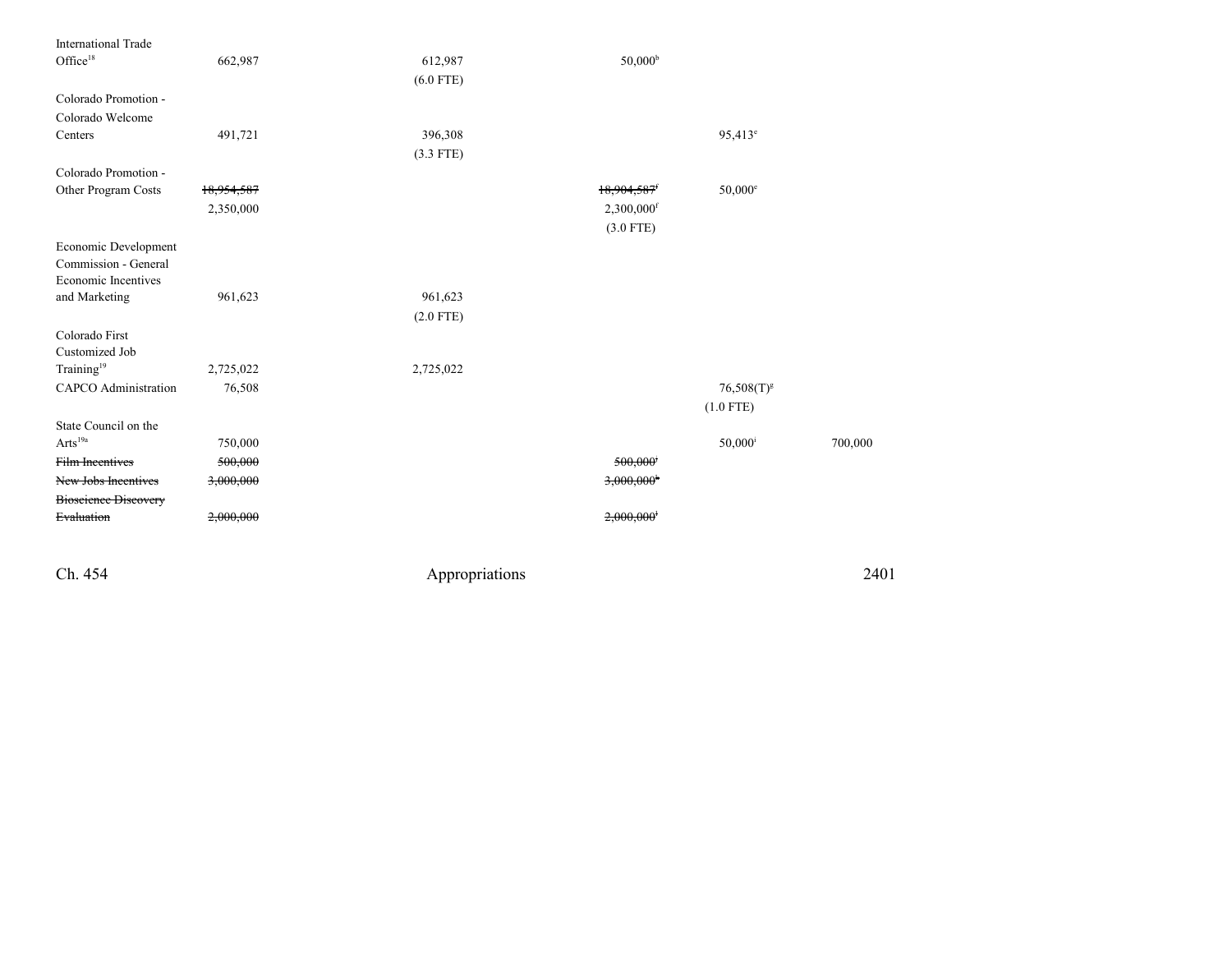| | | | | | |
|---|---|---|---|---|---|
| International Trade Office[18] | 662,987 | 612,987<br>(6.0 FTE) | 50,000[b] | | |
| Colorado Promotion - Colorado Welcome Centers | 491,721 | 396,308<br>(3.3 FTE) | | 95,413[e] | |
| Colorado Promotion - Other Program Costs | ~~18,954,587~~<br>2,350,000 | | ~~18,904,587~~[f]<br>2,300,000[f]<br>(3.0 FTE) | 50,000[e] | |
| Economic Development Commission - General Economic Incentives and Marketing | 961,623 | 961,623<br>(2.0 FTE) | | | |
| Colorado First Customized Job Training[19] | 2,725,022 | 2,725,022 | | | |
| CAPCO Administration | 76,508 | | | 76,508(T)[g]<br>(1.0 FTE) | |
| State Council on the Arts[19a] | 750,000 | | | 50,000[i] | 700,000 |
| ~~Film Incentives~~ | ~~500,000~~ | | ~~500,000~~[j] | | |
| ~~New Jobs Incentives~~ | ~~3,000,000~~ | | ~~3,000,000~~[k] | | |
| ~~Bioscience Discovery Evaluation~~ | ~~2,000,000~~ | | ~~2,000,000~~[l] | | |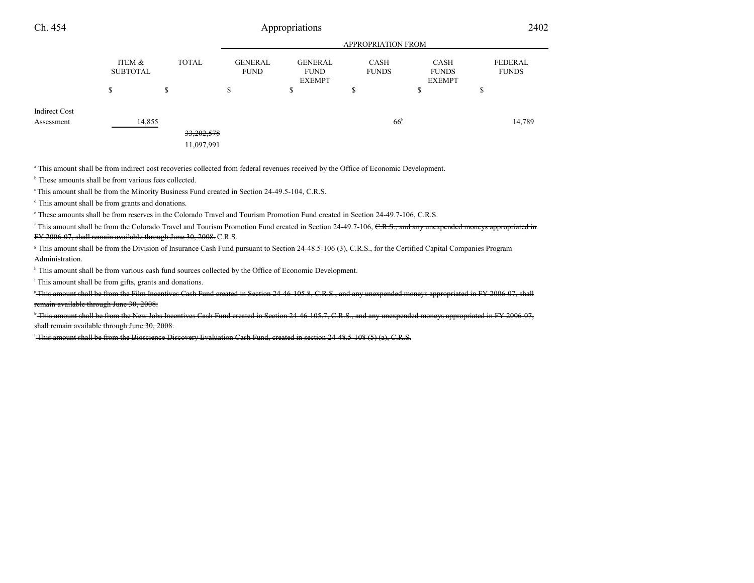| | ITEM & SUBTOTAL | TOTAL | APPROPRIATION FROM | | | | |
|---|---|---|---|---|---|---|---|
| | | | GENERAL FUND | GENERAL FUND EXEMPT | CASH FUNDS | CASH FUNDS EXEMPT | FEDERAL FUNDS |
| | $ | $ | $ | $ | $ | $ | $ |
| Indirect Cost Assessment | 14,855 | | | | 66[h] | | 14,789 |
| | | ~~33,202,578~~ | | | | | |
| | | 11,097,991 | | | | | |

[a] This amount shall be from indirect cost recoveries collected from federal revenues received by the Office of Economic Development.

[b] These amounts shall be from various fees collected.

[c] This amount shall be from the Minority Business Fund created in Section 24-49.5-104, C.R.S.

[d] This amount shall be from grants and donations.

[e] These amounts shall be from reserves in the Colorado Travel and Tourism Promotion Fund created in Section 24-49.7-106, C.R.S.

[f] This amount shall be from the Colorado Travel and Tourism Promotion Fund created in Section 24-49.7-106, ~~C.R.S., and any unexpended moneys appropriated in FY 2006-07, shall remain available through June 30, 2008.~~ C.R.S.

[g] This amount shall be from the Division of Insurance Cash Fund pursuant to Section 24-48.5-106 (3), C.R.S., for the Certified Capital Companies Program Administration.

[h] This amount shall be from various cash fund sources collected by the Office of Economic Development.

[i] This amount shall be from gifts, grants and donations.

~~[j] This amount shall be from the Film Incentives Cash Fund created in Section 24-46-105.8, C.R.S., and any unexpended moneys appropriated in FY 2006-07, shall remain available through June 30, 2008.~~

~~[k] This amount shall be from the New Jobs Incentives Cash Fund created in Section 24-46-105.7, C.R.S., and any unexpended moneys appropriated in FY 2006-07, shall remain available through June 30, 2008.~~

~~[l] This amount shall be from the Bioscience Discovery Evaluation Cash Fund, created in section 24-48.5-108 (5) (a), C.R.S.~~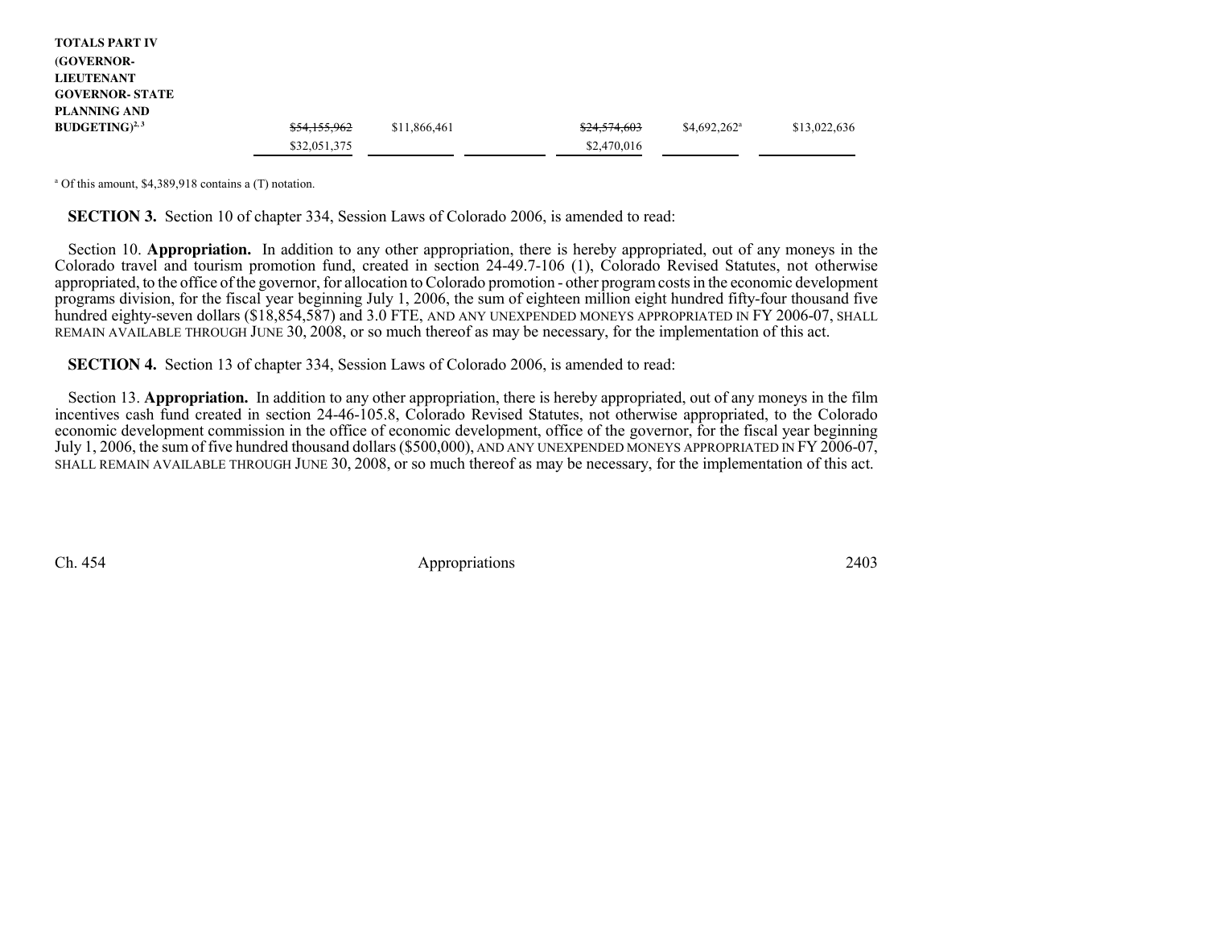| TOTALS PART IV (GOVERNOR-LIEUTENANT GOVERNOR- STATE PLANNING AND BUDGETING)[2, 3] | ~~$54,155,962~~ $32,051,375 | $11,866,461 | | ~~$24,574,603~~ $2,470,016 | $4,692,262[a] | $13,022,636 |
|---|---|---|---|---|---|---|

[a] Of this amount, $4,389,918 contains a (T) notation.

**SECTION 3.** Section 10 of chapter 334, Session Laws of Colorado 2006, is amended to read:

Section 10. **Appropriation.** In addition to any other appropriation, there is hereby appropriated, out of any moneys in the Colorado travel and tourism promotion fund, created in section 24-49.7-106 (1), Colorado Revised Statutes, not otherwise appropriated, to the office of the governor, for allocation to Colorado promotion - other program costs in the economic development programs division, for the fiscal year beginning July 1, 2006, the sum of eighteen million eight hundred fifty-four thousand five hundred eighty-seven dollars ($18,854,587) and 3.0 FTE, AND ANY UNEXPENDED MONEYS APPROPRIATED IN FY 2006-07, SHALL REMAIN AVAILABLE THROUGH JUNE 30, 2008, or so much thereof as may be necessary, for the implementation of this act.

**SECTION 4.** Section 13 of chapter 334, Session Laws of Colorado 2006, is amended to read:

Section 13. **Appropriation.** In addition to any other appropriation, there is hereby appropriated, out of any moneys in the film incentives cash fund created in section 24-46-105.8, Colorado Revised Statutes, not otherwise appropriated, to the Colorado economic development commission in the office of economic development, office of the governor, for the fiscal year beginning July 1, 2006, the sum of five hundred thousand dollars ($500,000), AND ANY UNEXPENDED MONEYS APPROPRIATED IN FY 2006-07, SHALL REMAIN AVAILABLE THROUGH JUNE 30, 2008, or so much thereof as may be necessary, for the implementation of this act.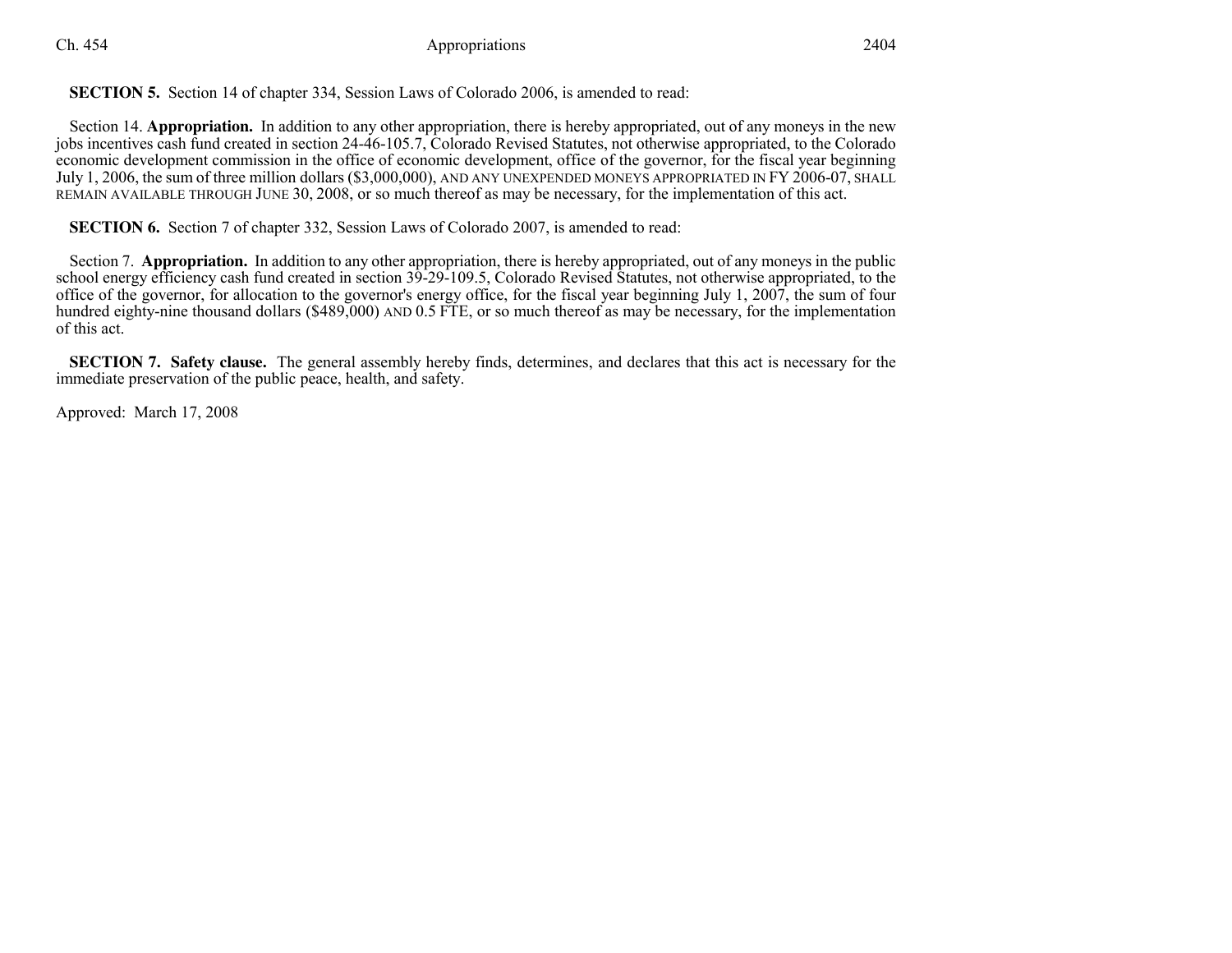**SECTION 5.** Section 14 of chapter 334, Session Laws of Colorado 2006, is amended to read:

Section 14. **Appropriation.** In addition to any other appropriation, there is hereby appropriated, out of any moneys in the new jobs incentives cash fund created in section 24-46-105.7, Colorado Revised Statutes, not otherwise appropriated, to the Colorado economic development commission in the office of economic development, office of the governor, for the fiscal year beginning July 1, 2006, the sum of three million dollars ($3,000,000), AND ANY UNEXPENDED MONEYS APPROPRIATED IN FY 2006-07, SHALL REMAIN AVAILABLE THROUGH JUNE 30, 2008, or so much thereof as may be necessary, for the implementation of this act.

**SECTION 6.** Section 7 of chapter 332, Session Laws of Colorado 2007, is amended to read:

Section 7. **Appropriation.** In addition to any other appropriation, there is hereby appropriated, out of any moneys in the public school energy efficiency cash fund created in section 39-29-109.5, Colorado Revised Statutes, not otherwise appropriated, to the office of the governor, for allocation to the governor's energy office, for the fiscal year beginning July 1, 2007, the sum of four hundred eighty-nine thousand dollars ($489,000) AND 0.5 FTE, or so much thereof as may be necessary, for the implementation of this act.

**SECTION 7. Safety clause.** The general assembly hereby finds, determines, and declares that this act is necessary for the immediate preservation of the public peace, health, and safety.

Approved: March 17, 2008